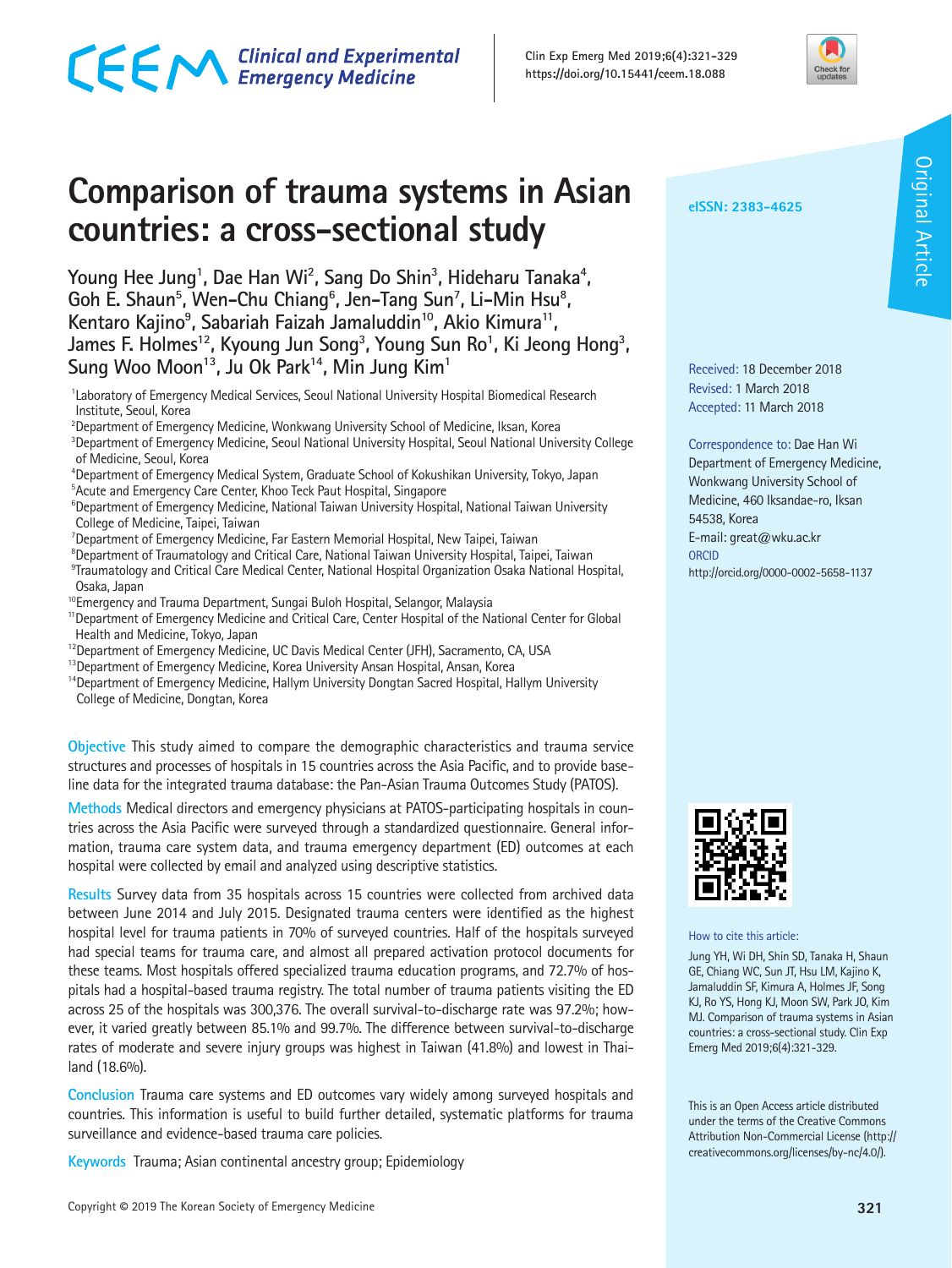# Comparison of trauma systems in Asian countries: a cross-sectional study

Young Hee Jung[1], Dae Han Wi[2], Sang Do Shin[3], Hideharu Tanaka[4], Goh E. Shaun[5], Wen-Chu Chiang[6], Jen-Tang Sun[7], Li-Min Hsu[8], Kentaro Kajino[9], Sabariah Faizah Jamaluddin[10], Akio Kimura[11], James F. Holmes[12], Kyoung Jun Song[3], Young Sun Ro[1], Ki Jeong Hong[3], Sung Woo Moon[13], Ju Ok Park[14], Min Jung Kim[1]

[1]Laboratory of Emergency Medical Services, Seoul National University Hospital Biomedical Research Institute, Seoul, Korea
[2]Department of Emergency Medicine, Wonkwang University School of Medicine, Iksan, Korea
[3]Department of Emergency Medicine, Seoul National University Hospital, Seoul National University College of Medicine, Seoul, Korea
[4]Department of Emergency Medical System, Graduate School of Kokushikan University, Tokyo, Japan
[5]Acute and Emergency Care Center, Khoo Teck Paut Hospital, Singapore
[6]Department of Emergency Medicine, National Taiwan University Hospital, National Taiwan University College of Medicine, Taipei, Taiwan
[7]Department of Emergency Medicine, Far Eastern Memorial Hospital, New Taipei, Taiwan
[8]Department of Traumatology and Critical Care, National Taiwan University Hospital, Taipei, Taiwan
[9]Traumatology and Critical Care Medical Center, National Hospital Organization Osaka National Hospital, Osaka, Japan
[10]Emergency and Trauma Department, Sungai Buloh Hospital, Selangor, Malaysia
[11]Department of Emergency Medicine and Critical Care, Center Hospital of the National Center for Global Health and Medicine, Tokyo, Japan
[12]Department of Emergency Medicine, UC Davis Medical Center (JFH), Sacramento, CA, USA
[13]Department of Emergency Medicine, Korea University Ansan Hospital, Ansan, Korea
[14]Department of Emergency Medicine, Hallym University Dongtan Sacred Hospital, Hallym University College of Medicine, Dongtan, Korea

**Objective** This study aimed to compare the demographic characteristics and trauma service structures and processes of hospitals in 15 countries across the Asia Pacific, and to provide baseline data for the integrated trauma database: the Pan-Asian Trauma Outcomes Study (PATOS).

**Methods** Medical directors and emergency physicians at PATOS-participating hospitals in countries across the Asia Pacific were surveyed through a standardized questionnaire. General information, trauma care system data, and trauma emergency department (ED) outcomes at each hospital were collected by email and analyzed using descriptive statistics.

**Results** Survey data from 35 hospitals across 15 countries were collected from archived data between June 2014 and July 2015. Designated trauma centers were identified as the highest hospital level for trauma patients in 70% of surveyed countries. Half of the hospitals surveyed had special teams for trauma care, and almost all prepared activation protocol documents for these teams. Most hospitals offered specialized trauma education programs, and 72.7% of hospitals had a hospital-based trauma registry. The total number of trauma patients visiting the ED across 25 of the hospitals was 300,376. The overall survival-to-discharge rate was 97.2%; however, it varied greatly between 85.1% and 99.7%. The difference between survival-to-discharge rates of moderate and severe injury groups was highest in Taiwan (41.8%) and lowest in Thailand (18.6%).

**Conclusion** Trauma care systems and ED outcomes vary widely among surveyed hospitals and countries. This information is useful to build further detailed, systematic platforms for trauma surveillance and evidence-based trauma care policies.

**Keywords** Trauma; Asian continental ancestry group; Epidemiology

eISSN: 2383-4625

Received: 18 December 2018
Revised: 1 March 2018
Accepted: 11 March 2018

Correspondence to: Dae Han Wi
Department of Emergency Medicine, Wonkwang University School of Medicine, 460 Iksandae-ro, Iksan 54538, Korea
E-mail: great@wku.ac.kr
ORCID
http://orcid.org/0000-0002-5658-1137

How to cite this article:
Jung YH, Wi DH, Shin SD, Tanaka H, Shaun GE, Chiang WC, Sun JT, Hsu LM, Kajino K, Jamaluddin SF, Kimura A, Holmes JF, Song KJ, Ro YS, Hong KJ, Moon SW, Park JO, Kim MJ. Comparison of trauma systems in Asian countries: a cross-sectional study. Clin Exp Emerg Med 2019;6(4):321-329.

This is an Open Access article distributed under the terms of the Creative Commons Attribution Non-Commercial License (http://creativecommons.org/licenses/by-nc/4.0/).

Copyright © 2019 The Korean Society of Emergency Medicine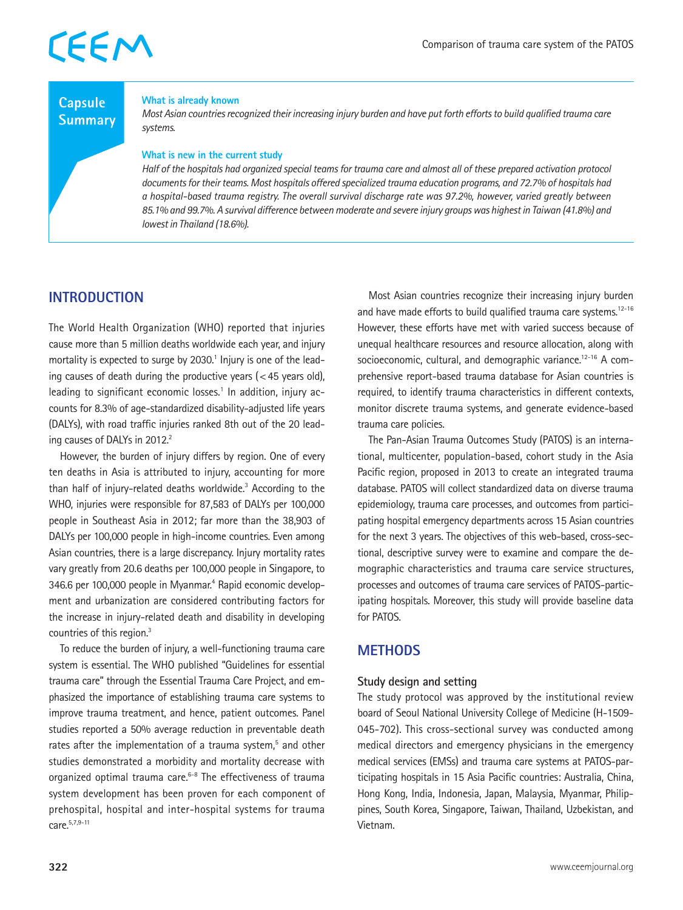## Capsule Summary

**What is already known**

*Most Asian countries recognized their increasing injury burden and have put forth efforts to build qualified trauma care systems.*

**What is new in the current study**

*Half of the hospitals had organized special teams for trauma care and almost all of these prepared activation protocol documents for their teams. Most hospitals offered specialized trauma education programs, and 72.7% of hospitals had a hospital-based trauma registry. The overall survival discharge rate was 97.2%, however, varied greatly between 85.1% and 99.7%. A survival difference between moderate and severe injury groups was highest in Taiwan (41.8%) and lowest in Thailand (18.6%).*

## INTRODUCTION

The World Health Organization (WHO) reported that injuries cause more than 5 million deaths worldwide each year, and injury mortality is expected to surge by 2030.[1] Injury is one of the leading causes of death during the productive years (<45 years old), leading to significant economic losses.[1] In addition, injury accounts for 8.3% of age-standardized disability-adjusted life years (DALYs), with road traffic injuries ranked 8th out of the 20 leading causes of DALYs in 2012.[2]

However, the burden of injury differs by region. One of every ten deaths in Asia is attributed to injury, accounting for more than half of injury-related deaths worldwide.[3] According to the WHO, injuries were responsible for 87,583 of DALYs per 100,000 people in Southeast Asia in 2012; far more than the 38,903 of DALYs per 100,000 people in high-income countries. Even among Asian countries, there is a large discrepancy. Injury mortality rates vary greatly from 20.6 deaths per 100,000 people in Singapore, to 346.6 per 100,000 people in Myanmar.[4] Rapid economic development and urbanization are considered contributing factors for the increase in injury-related death and disability in developing countries of this region.[3]

To reduce the burden of injury, a well-functioning trauma care system is essential. The WHO published "Guidelines for essential trauma care" through the Essential Trauma Care Project, and emphasized the importance of establishing trauma care systems to improve trauma treatment, and hence, patient outcomes. Panel studies reported a 50% average reduction in preventable death rates after the implementation of a trauma system,[5] and other studies demonstrated a morbidity and mortality decrease with organized optimal trauma care.[6-8] The effectiveness of trauma system development has been proven for each component of prehospital, hospital and inter-hospital systems for trauma care.[5,7,9-11]

Most Asian countries recognize their increasing injury burden and have made efforts to build qualified trauma care systems.[12-16] However, these efforts have met with varied success because of unequal healthcare resources and resource allocation, along with socioeconomic, cultural, and demographic variance.[12-16] A comprehensive report-based trauma database for Asian countries is required, to identify trauma characteristics in different contexts, monitor discrete trauma systems, and generate evidence-based trauma care policies.

The Pan-Asian Trauma Outcomes Study (PATOS) is an international, multicenter, population-based, cohort study in the Asia Pacific region, proposed in 2013 to create an integrated trauma database. PATOS will collect standardized data on diverse trauma epidemiology, trauma care processes, and outcomes from participating hospital emergency departments across 15 Asian countries for the next 3 years. The objectives of this web-based, cross-sectional, descriptive survey were to examine and compare the demographic characteristics and trauma care service structures, processes and outcomes of trauma care services of PATOS-participating hospitals. Moreover, this study will provide baseline data for PATOS.

## METHODS

### Study design and setting

The study protocol was approved by the institutional review board of Seoul National University College of Medicine (H-1509-045-702). This cross-sectional survey was conducted among medical directors and emergency physicians in the emergency medical services (EMSs) and trauma care systems at PATOS-participating hospitals in 15 Asia Pacific countries: Australia, China, Hong Kong, India, Indonesia, Japan, Malaysia, Myanmar, Philippines, South Korea, Singapore, Taiwan, Thailand, Uzbekistan, and Vietnam.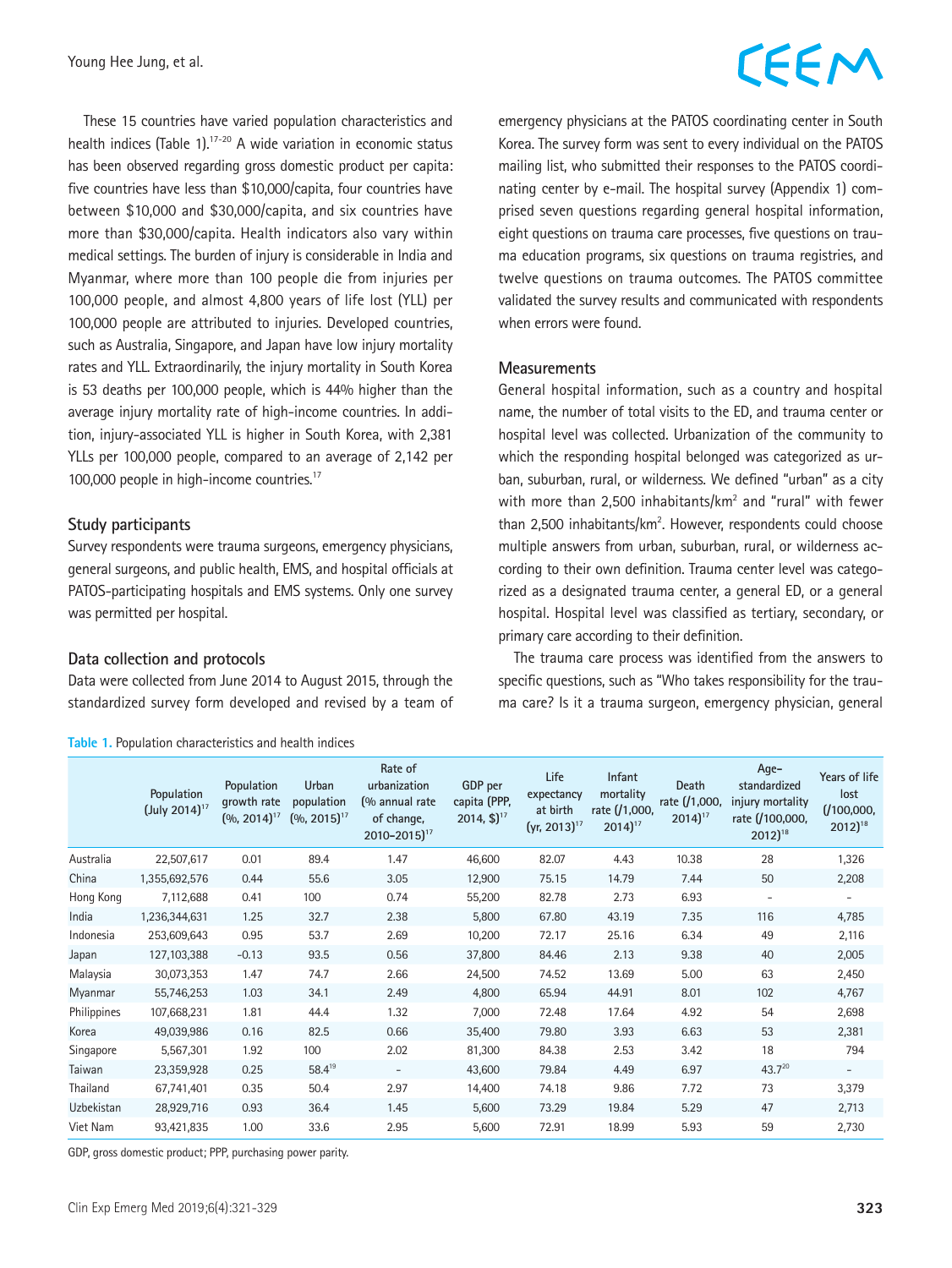These 15 countries have varied population characteristics and health indices (Table 1).[17-20] A wide variation in economic status has been observed regarding gross domestic product per capita: five countries have less than $10,000/capita, four countries have between $10,000 and $30,000/capita, and six countries have more than $30,000/capita. Health indicators also vary within medical settings. The burden of injury is considerable in India and Myanmar, where more than 100 people die from injuries per 100,000 people, and almost 4,800 years of life lost (YLL) per 100,000 people are attributed to injuries. Developed countries, such as Australia, Singapore, and Japan have low injury mortality rates and YLL. Extraordinarily, the injury mortality in South Korea is 53 deaths per 100,000 people, which is 44% higher than the average injury mortality rate of high-income countries. In addition, injury-associated YLL is higher in South Korea, with 2,381 YLLs per 100,000 people, compared to an average of 2,142 per 100,000 people in high-income countries.[17]

### Study participants

Survey respondents were trauma surgeons, emergency physicians, general surgeons, and public health, EMS, and hospital officials at PATOS-participating hospitals and EMS systems. Only one survey was permitted per hospital.

### Data collection and protocols

Data were collected from June 2014 to August 2015, through the standardized survey form developed and revised by a team of emergency physicians at the PATOS coordinating center in South Korea. The survey form was sent to every individual on the PATOS mailing list, who submitted their responses to the PATOS coordinating center by e-mail. The hospital survey (Appendix 1) comprised seven questions regarding general hospital information, eight questions on trauma care processes, five questions on trauma education programs, six questions on trauma registries, and twelve questions on trauma outcomes. The PATOS committee validated the survey results and communicated with respondents when errors were found.

### Measurements

General hospital information, such as a country and hospital name, the number of total visits to the ED, and trauma center or hospital level was collected. Urbanization of the community to which the responding hospital belonged was categorized as urban, suburban, rural, or wilderness. We defined "urban" as a city with more than 2,500 inhabitants/km$^2$ and "rural" with fewer than 2,500 inhabitants/km$^2$. However, respondents could choose multiple answers from urban, suburban, rural, or wilderness according to their own definition. Trauma center level was categorized as a designated trauma center, a general ED, or a general hospital. Hospital level was classified as tertiary, secondary, or primary care according to their definition.

The trauma care process was identified from the answers to specific questions, such as "Who takes responsibility for the trauma care? Is it a trauma surgeon, emergency physician, general

**Table 1.** Population characteristics and health indices

| | Population (July 2014)[17] | Population growth rate (%, 2014)[17] | Urban population (%, 2015)[17] | Rate of urbanization (% annual rate of change, 2010–2015)[17] | GDP per capita (PPP, 2014, $)[17] | Life expectancy at birth (yr, 2013)[17] | Infant mortality rate (/1,000, 2014)[17] | Death rate (/1,000, 2014)[17] | Age-standardized injury mortality rate (/100,000, 2012)[18] | Years of life lost (/100,000, 2012)[18] |
|---|---|---|---|---|---|---|---|---|---|---|
| Australia | 22,507,617 | 0.01 | 89.4 | 1.47 | 46,600 | 82.07 | 4.43 | 10.38 | 28 | 1,326 |
| China | 1,355,692,576 | 0.44 | 55.6 | 3.05 | 12,900 | 75.15 | 14.79 | 7.44 | 50 | 2,208 |
| Hong Kong | 7,112,688 | 0.41 | 100 | 0.74 | 55,200 | 82.78 | 2.73 | 6.93 | - | - |
| India | 1,236,344,631 | 1.25 | 32.7 | 2.38 | 5,800 | 67.80 | 43.19 | 7.35 | 116 | 4,785 |
| Indonesia | 253,609,643 | 0.95 | 53.7 | 2.69 | 10,200 | 72.17 | 25.16 | 6.34 | 49 | 2,116 |
| Japan | 127,103,388 | −0.13 | 93.5 | 0.56 | 37,800 | 84.46 | 2.13 | 9.38 | 40 | 2,005 |
| Malaysia | 30,073,353 | 1.47 | 74.7 | 2.66 | 24,500 | 74.52 | 13.69 | 5.00 | 63 | 2,450 |
| Myanmar | 55,746,253 | 1.03 | 34.1 | 2.49 | 4,800 | 65.94 | 44.91 | 8.01 | 102 | 4,767 |
| Philippines | 107,668,231 | 1.81 | 44.4 | 1.32 | 7,000 | 72.48 | 17.64 | 4.92 | 54 | 2,698 |
| Korea | 49,039,986 | 0.16 | 82.5 | 0.66 | 35,400 | 79.80 | 3.93 | 6.63 | 53 | 2,381 |
| Singapore | 5,567,301 | 1.92 | 100 | 2.02 | 81,300 | 84.38 | 2.53 | 3.42 | 18 | 794 |
| Taiwan | 23,359,928 | 0.25 | 58.4[19] | - | 43,600 | 79.84 | 4.49 | 6.97 | 43.7[20] | - |
| Thailand | 67,741,401 | 0.35 | 50.4 | 2.97 | 14,400 | 74.18 | 9.86 | 7.72 | 73 | 3,379 |
| Uzbekistan | 28,929,716 | 0.93 | 36.4 | 1.45 | 5,600 | 73.29 | 19.84 | 5.29 | 47 | 2,713 |
| Viet Nam | 93,421,835 | 1.00 | 33.6 | 2.95 | 5,600 | 72.91 | 18.99 | 5.93 | 59 | 2,730 |

GDP, gross domestic product; PPP, purchasing power parity.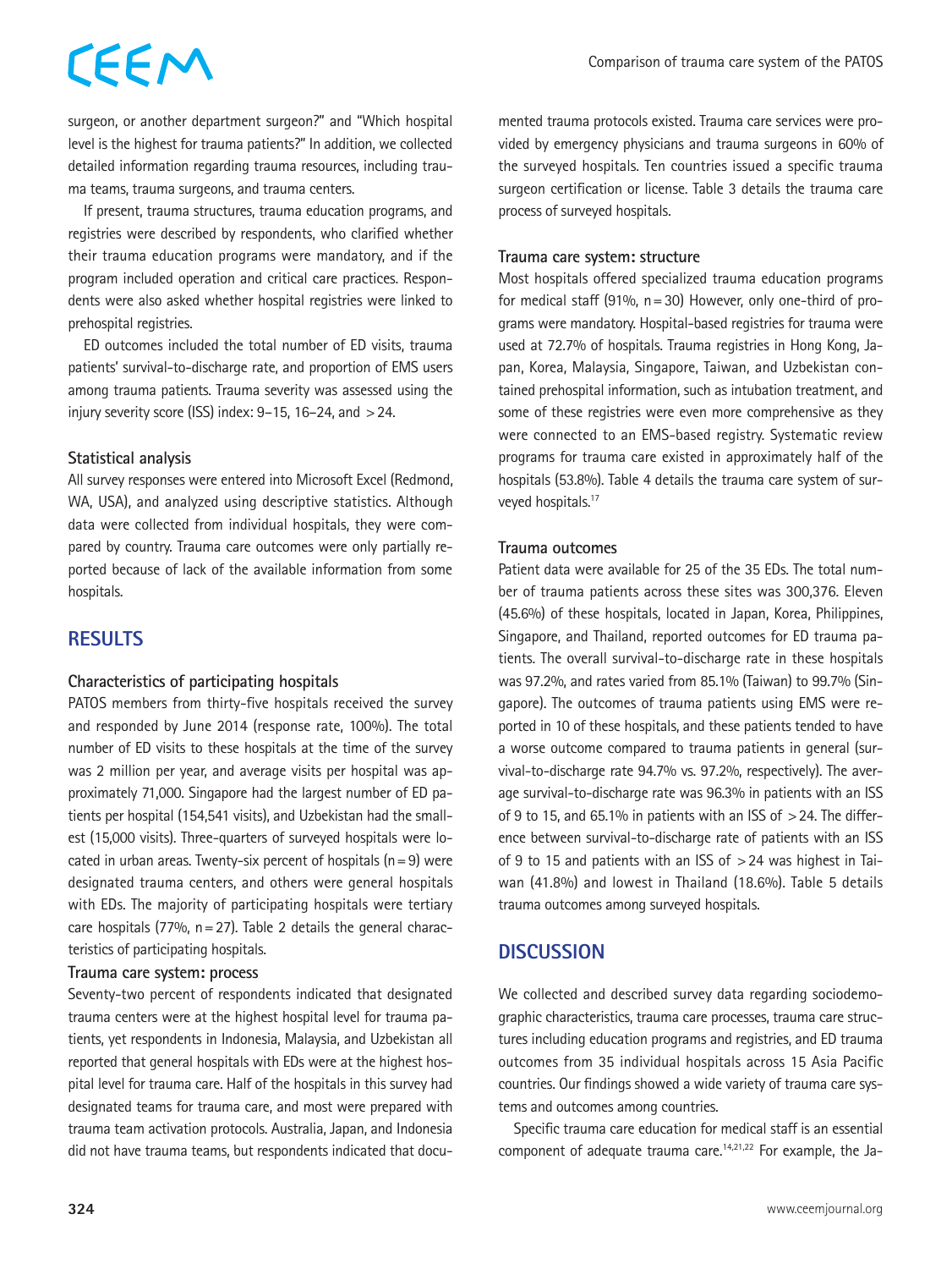surgeon, or another department surgeon?" and "Which hospital level is the highest for trauma patients?" In addition, we collected detailed information regarding trauma resources, including trauma teams, trauma surgeons, and trauma centers.

If present, trauma structures, trauma education programs, and registries were described by respondents, who clarified whether their trauma education programs were mandatory, and if the program included operation and critical care practices. Respondents were also asked whether hospital registries were linked to prehospital registries.

ED outcomes included the total number of ED visits, trauma patients' survival-to-discharge rate, and proportion of EMS users among trauma patients. Trauma severity was assessed using the injury severity score (ISS) index: 9–15, 16–24, and >24.

### Statistical analysis

All survey responses were entered into Microsoft Excel (Redmond, WA, USA), and analyzed using descriptive statistics. Although data were collected from individual hospitals, they were compared by country. Trauma care outcomes were only partially reported because of lack of the available information from some hospitals.

## RESULTS

### Characteristics of participating hospitals

PATOS members from thirty-five hospitals received the survey and responded by June 2014 (response rate, 100%). The total number of ED visits to these hospitals at the time of the survey was 2 million per year, and average visits per hospital was approximately 71,000. Singapore had the largest number of ED patients per hospital (154,541 visits), and Uzbekistan had the smallest (15,000 visits). Three-quarters of surveyed hospitals were located in urban areas. Twenty-six percent of hospitals (n=9) were designated trauma centers, and others were general hospitals with EDs. The majority of participating hospitals were tertiary care hospitals (77%, n=27). Table 2 details the general characteristics of participating hospitals.

### Trauma care system: process

Seventy-two percent of respondents indicated that designated trauma centers were at the highest hospital level for trauma patients, yet respondents in Indonesia, Malaysia, and Uzbekistan all reported that general hospitals with EDs were at the highest hospital level for trauma care. Half of the hospitals in this survey had designated teams for trauma care, and most were prepared with trauma team activation protocols. Australia, Japan, and Indonesia did not have trauma teams, but respondents indicated that documented trauma protocols existed. Trauma care services were provided by emergency physicians and trauma surgeons in 60% of the surveyed hospitals. Ten countries issued a specific trauma surgeon certification or license. Table 3 details the trauma care process of surveyed hospitals.

### Trauma care system: structure

Most hospitals offered specialized trauma education programs for medical staff (91%, n=30) However, only one-third of programs were mandatory. Hospital-based registries for trauma were used at 72.7% of hospitals. Trauma registries in Hong Kong, Japan, Korea, Malaysia, Singapore, Taiwan, and Uzbekistan contained prehospital information, such as intubation treatment, and some of these registries were even more comprehensive as they were connected to an EMS-based registry. Systematic review programs for trauma care existed in approximately half of the hospitals (53.8%). Table 4 details the trauma care system of surveyed hospitals.[17]

### Trauma outcomes

Patient data were available for 25 of the 35 EDs. The total number of trauma patients across these sites was 300,376. Eleven (45.6%) of these hospitals, located in Japan, Korea, Philippines, Singapore, and Thailand, reported outcomes for ED trauma patients. The overall survival-to-discharge rate in these hospitals was 97.2%, and rates varied from 85.1% (Taiwan) to 99.7% (Singapore). The outcomes of trauma patients using EMS were reported in 10 of these hospitals, and these patients tended to have a worse outcome compared to trauma patients in general (survival-to-discharge rate 94.7% vs. 97.2%, respectively). The average survival-to-discharge rate was 96.3% in patients with an ISS of 9 to 15, and 65.1% in patients with an ISS of >24. The difference between survival-to-discharge rate of patients with an ISS of 9 to 15 and patients with an ISS of >24 was highest in Taiwan (41.8%) and lowest in Thailand (18.6%). Table 5 details trauma outcomes among surveyed hospitals.

## DISCUSSION

We collected and described survey data regarding sociodemographic characteristics, trauma care processes, trauma care structures including education programs and registries, and ED trauma outcomes from 35 individual hospitals across 15 Asia Pacific countries. Our findings showed a wide variety of trauma care systems and outcomes among countries.

Specific trauma care education for medical staff is an essential component of adequate trauma care.[14,21,22] For example, the Ja-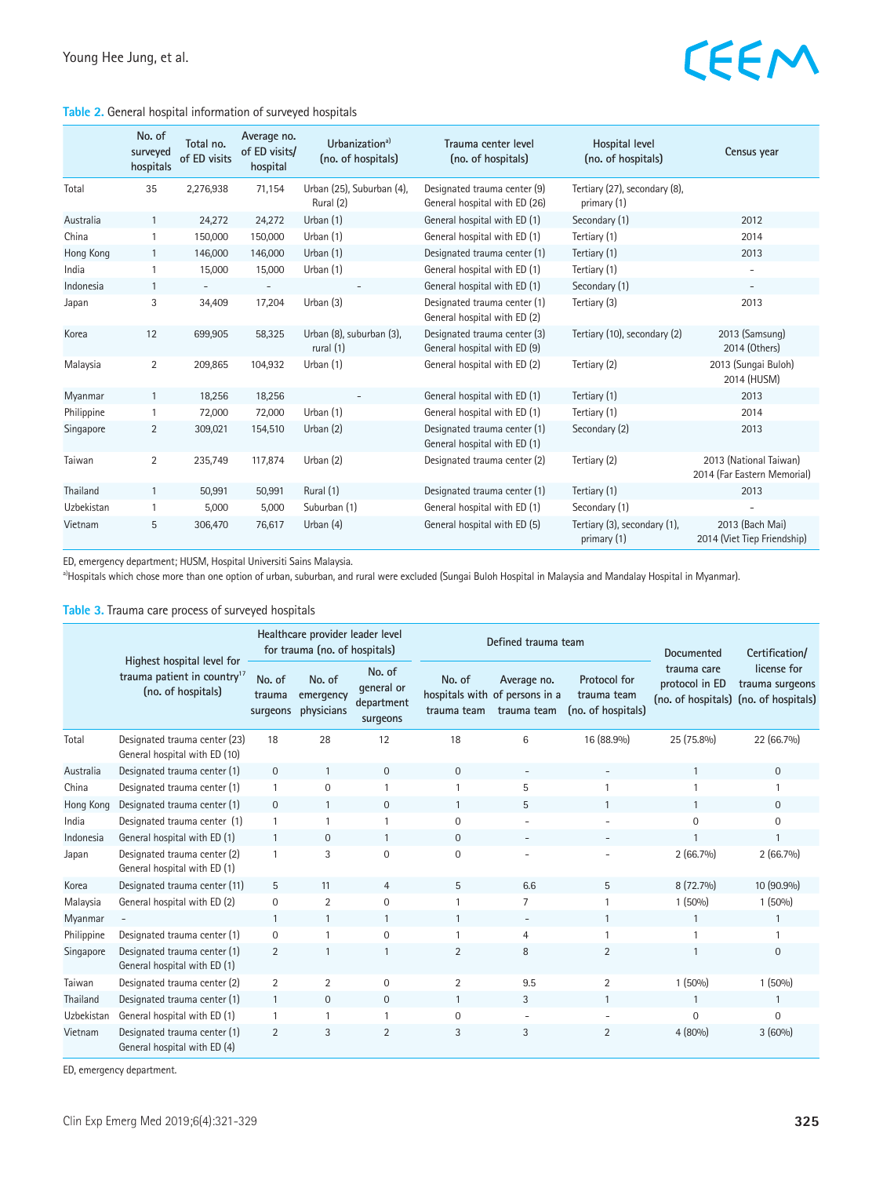**Table 2.** General hospital information of surveyed hospitals

| | No. of surveyed hospitals | Total no. of ED visits | Average no. of ED visits/ hospital | Urbanization[a] (no. of hospitals) | Trauma center level (no. of hospitals) | Hospital level (no. of hospitals) | Census year |
|---|---|---|---|---|---|---|---|
| Total | 35 | 2,276,938 | 71,154 | Urban (25), Suburban (4), Rural (2) | Designated trauma center (9) General hospital with ED (26) | Tertiary (27), secondary (8), primary (1) | |
| Australia | 1 | 24,272 | 24,272 | Urban (1) | General hospital with ED (1) | Secondary (1) | 2012 |
| China | 1 | 150,000 | 150,000 | Urban (1) | General hospital with ED (1) | Tertiary (1) | 2014 |
| Hong Kong | 1 | 146,000 | 146,000 | Urban (1) | Designated trauma center (1) | Tertiary (1) | 2013 |
| India | 1 | 15,000 | 15,000 | Urban (1) | General hospital with ED (1) | Tertiary (1) | - |
| Indonesia | 1 | - | - | - | General hospital with ED (1) | Secondary (1) | - |
| Japan | 3 | 34,409 | 17,204 | Urban (3) | Designated trauma center (1) General hospital with ED (2) | Tertiary (3) | 2013 |
| Korea | 12 | 699,905 | 58,325 | Urban (8), suburban (3), rural (1) | Designated trauma center (3) General hospital with ED (9) | Tertiary (10), secondary (2) | 2013 (Samsung) 2014 (Others) |
| Malaysia | 2 | 209,865 | 104,932 | Urban (1) | General hospital with ED (2) | Tertiary (2) | 2013 (Sungai Buloh) 2014 (HUSM) |
| Myanmar | 1 | 18,256 | 18,256 | - | General hospital with ED (1) | Tertiary (1) | 2013 |
| Philippine | 1 | 72,000 | 72,000 | Urban (1) | General hospital with ED (1) | Tertiary (1) | 2014 |
| Singapore | 2 | 309,021 | 154,510 | Urban (2) | Designated trauma center (1) General hospital with ED (1) | Secondary (2) | 2013 |
| Taiwan | 2 | 235,749 | 117,874 | Urban (2) | Designated trauma center (2) | Tertiary (2) | 2013 (National Taiwan) 2014 (Far Eastern Memorial) |
| Thailand | 1 | 50,991 | 50,991 | Rural (1) | Designated trauma center (1) | Tertiary (1) | 2013 |
| Uzbekistan | 1 | 5,000 | 5,000 | Suburban (1) | General hospital with ED (1) | Secondary (1) | - |
| Vietnam | 5 | 306,470 | 76,617 | Urban (4) | General hospital with ED (5) | Tertiary (3), secondary (1), primary (1) | 2013 (Bach Mai) 2014 (Viet Tiep Friendship) |

ED, emergency department; HUSM, Hospital Universiti Sains Malaysia.

[a]Hospitals which chose more than one option of urban, suburban, and rural were excluded (Sungai Buloh Hospital in Malaysia and Mandalay Hospital in Myanmar).

**Table 3.** Trauma care process of surveyed hospitals

| | Highest hospital level for trauma patient in country[17] (no. of hospitals) | Healthcare provider leader level for trauma (no. of hospitals) | | | Defined trauma team | | | Documented trauma care protocol in ED (no. of hospitals) | Certification/ license for trauma surgeons (no. of hospitals) |
|---|---|---|---|---|---|---|---|---|---|
| | | No. of trauma surgeons | No. of emergency physicians | No. of general or department surgeons | No. of hospitals with trauma team | Average no. of persons in a trauma team | Protocol for trauma team (no. of hospitals) | | |
| Total | Designated trauma center (23) General hospital with ED (10) | 18 | 28 | 12 | 18 | 6 | 16 (88.9%) | 25 (75.8%) | 22 (66.7%) |
| Australia | Designated trauma center (1) | 0 | 1 | 0 | 0 | - | - | 1 | 0 |
| China | Designated trauma center (1) | 1 | 0 | 1 | 1 | 5 | 1 | 1 | 1 |
| Hong Kong | Designated trauma center (1) | 0 | 1 | 0 | 1 | 5 | 1 | 1 | 0 |
| India | Designated trauma center (1) | 1 | 1 | 1 | 0 | - | - | 0 | 0 |
| Indonesia | General hospital with ED (1) | 1 | 0 | 1 | 0 | - | - | 1 | 1 |
| Japan | Designated trauma center (2) General hospital with ED (1) | 1 | 3 | 0 | 0 | - | - | 2 (66.7%) | 2 (66.7%) |
| Korea | Designated trauma center (11) | 5 | 11 | 4 | 5 | 6.6 | 5 | 8 (72.7%) | 10 (90.9%) |
| Malaysia | General hospital with ED (2) | 0 | 2 | 0 | 1 | 7 | 1 | 1 (50%) | 1 (50%) |
| Myanmar | - | 1 | 1 | 1 | 1 | - | 1 | 1 | 1 |
| Philippine | Designated trauma center (1) | 0 | 1 | 0 | 1 | 4 | 1 | 1 | 1 |
| Singapore | Designated trauma center (1) General hospital with ED (1) | 2 | 1 | 1 | 2 | 8 | 2 | 1 | 0 |
| Taiwan | Designated trauma center (2) | 2 | 2 | 0 | 2 | 9.5 | 2 | 1 (50%) | 1 (50%) |
| Thailand | Designated trauma center (1) | 1 | 0 | 0 | 1 | 3 | 1 | 1 | 1 |
| Uzbekistan | General hospital with ED (1) | 1 | 1 | 1 | 0 | - | - | 0 | 0 |
| Vietnam | Designated trauma center (1) General hospital with ED (4) | 2 | 3 | 2 | 3 | 3 | 2 | 4 (80%) | 3 (60%) |

ED, emergency department.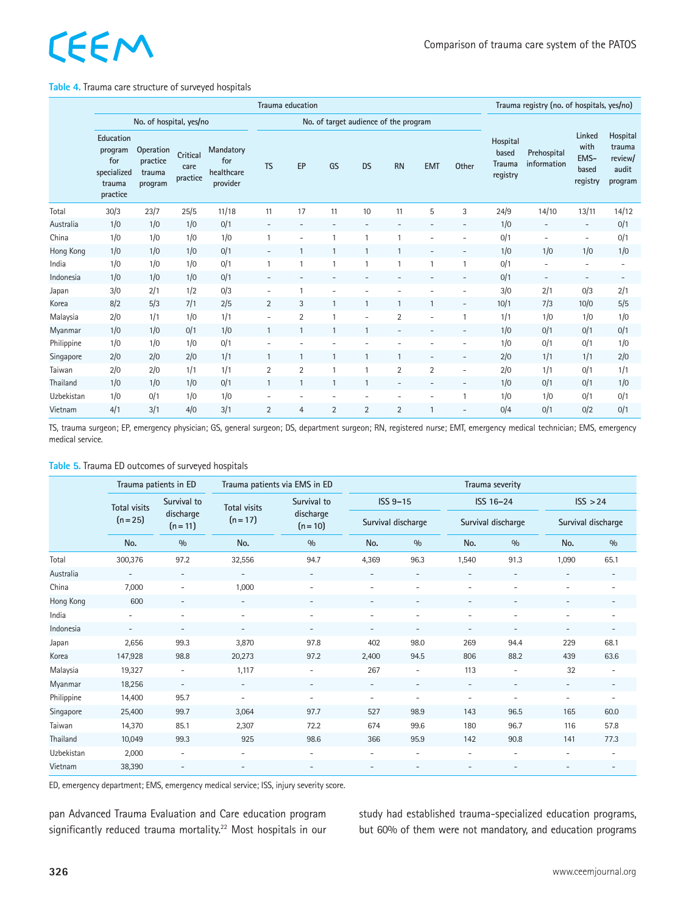**Table 4.** Trauma care structure of surveyed hospitals

| | Trauma education | | | | | | | | | | | Trauma registry (no. of hospitals, yes/no) | | | |
|---|---|---|---|---|---|---|---|---|---|---|---|---|---|---|---|
| | No. of hospital, yes/no | | | | No. of target audience of the program | | | | | | | | | | |
| | Education program for specialized trauma practice | Operation practice trauma program | Critical care practice | Mandatory for healthcare provider | TS | EP | GS | DS | RN | EMT | Other | Hospital based Trauma registry | Prehospital information | Linked with EMS-based registry | Hospital trauma review/audit program |
| Total | 30/3 | 23/7 | 25/5 | 11/18 | 11 | 17 | 11 | 10 | 11 | 5 | 3 | 24/9 | 14/10 | 13/11 | 14/12 |
| Australia | 1/0 | 1/0 | 1/0 | 0/1 | - | - | - | - | - | - | - | 1/0 | - | - | 0/1 |
| China | 1/0 | 1/0 | 1/0 | 1/0 | 1 | - | 1 | 1 | 1 | - | - | 0/1 | - | - | 0/1 |
| Hong Kong | 1/0 | 1/0 | 1/0 | 0/1 | - | 1 | 1 | 1 | 1 | - | - | 1/0 | 1/0 | 1/0 | 1/0 |
| India | 1/0 | 1/0 | 1/0 | 0/1 | 1 | 1 | 1 | 1 | 1 | 1 | 1 | 0/1 | - | - | - |
| Indonesia | 1/0 | 1/0 | 1/0 | 0/1 | - | - | - | - | - | - | - | 0/1 | - | - | - |
| Japan | 3/0 | 2/1 | 1/2 | 0/3 | - | 1 | - | - | - | - | - | 3/0 | 2/1 | 0/3 | 2/1 |
| Korea | 8/2 | 5/3 | 7/1 | 2/5 | 2 | 3 | 1 | 1 | 1 | 1 | - | 10/1 | 7/3 | 10/0 | 5/5 |
| Malaysia | 2/0 | 1/1 | 1/0 | 1/1 | - | 2 | 1 | - | 2 | - | 1 | 1/1 | 1/0 | 1/0 | 1/0 |
| Myanmar | 1/0 | 1/0 | 0/1 | 1/0 | 1 | 1 | 1 | 1 | - | - | - | 1/0 | 0/1 | 0/1 | 0/1 |
| Philippine | 1/0 | 1/0 | 1/0 | 0/1 | - | - | - | - | - | - | - | 1/0 | 0/1 | 0/1 | 1/0 |
| Singapore | 2/0 | 2/0 | 2/0 | 1/1 | 1 | 1 | 1 | 1 | 1 | - | - | 2/0 | 1/1 | 1/1 | 2/0 |
| Taiwan | 2/0 | 2/0 | 1/1 | 1/1 | 2 | 2 | 1 | 1 | 2 | 2 | - | 2/0 | 1/1 | 0/1 | 1/1 |
| Thailand | 1/0 | 1/0 | 1/0 | 0/1 | 1 | 1 | 1 | 1 | - | - | - | 1/0 | 0/1 | 0/1 | 1/0 |
| Uzbekistan | 1/0 | 0/1 | 1/0 | 1/0 | - | - | - | - | - | - | 1 | 1/0 | 1/0 | 0/1 | 0/1 |
| Vietnam | 4/1 | 3/1 | 4/0 | 3/1 | 2 | 4 | 2 | 2 | 2 | 1 | - | 0/4 | 0/1 | 0/2 | 0/1 |

TS, trauma surgeon; EP, emergency physician; GS, general surgeon; DS, department surgeon; RN, registered nurse; EMT, emergency medical technician; EMS, emergency medical service.

**Table 5.** Trauma ED outcomes of surveyed hospitals

| | Trauma patients in ED | | Trauma patients via EMS in ED | | Trauma severity | | | | | |
|---|---|---|---|---|---|---|---|---|---|---|
| | Total visits (n=25) | Survival to discharge (n=11) | Total visits (n=17) | Survival to discharge (n=10) | ISS 9–15 | | ISS 16–24 | | ISS >24 | |
| | | | | | Survival discharge | | Survival discharge | | Survival discharge | |
| | No. | % | No. | % | No. | % | No. | % | No. | % |
| Total | 300,376 | 97.2 | 32,556 | 94.7 | 4,369 | 96.3 | 1,540 | 91.3 | 1,090 | 65.1 |
| Australia | - | - | - | - | - | - | - | - | - | - |
| China | 7,000 | - | 1,000 | - | - | - | - | - | - | - |
| Hong Kong | 600 | - | - | - | - | - | - | - | - | - |
| India | - | - | - | - | - | - | - | - | - | - |
| Indonesia | - | - | - | - | - | - | - | - | - | - |
| Japan | 2,656 | 99.3 | 3,870 | 97.8 | 402 | 98.0 | 269 | 94.4 | 229 | 68.1 |
| Korea | 147,928 | 98.8 | 20,273 | 97.2 | 2,400 | 94.5 | 806 | 88.2 | 439 | 63.6 |
| Malaysia | 19,327 | - | 1,117 | - | 267 | - | 113 | - | 32 | - |
| Myanmar | 18,256 | - | - | - | - | - | - | - | - | - |
| Philippine | 14,400 | 95.7 | - | - | - | - | - | - | - | - |
| Singapore | 25,400 | 99.7 | 3,064 | 97.7 | 527 | 98.9 | 143 | 96.5 | 165 | 60.0 |
| Taiwan | 14,370 | 85.1 | 2,307 | 72.2 | 674 | 99.6 | 180 | 96.7 | 116 | 57.8 |
| Thailand | 10,049 | 99.3 | 925 | 98.6 | 366 | 95.9 | 142 | 90.8 | 141 | 77.3 |
| Uzbekistan | 2,000 | - | - | - | - | - | - | - | - | - |
| Vietnam | 38,390 | - | - | - | - | - | - | - | - | - |

ED, emergency department; EMS, emergency medical service; ISS, injury severity score.

pan Advanced Trauma Evaluation and Care education program significantly reduced trauma mortality.[22] Most hospitals in our study had established trauma-specialized education programs, but 60% of them were not mandatory, and education programs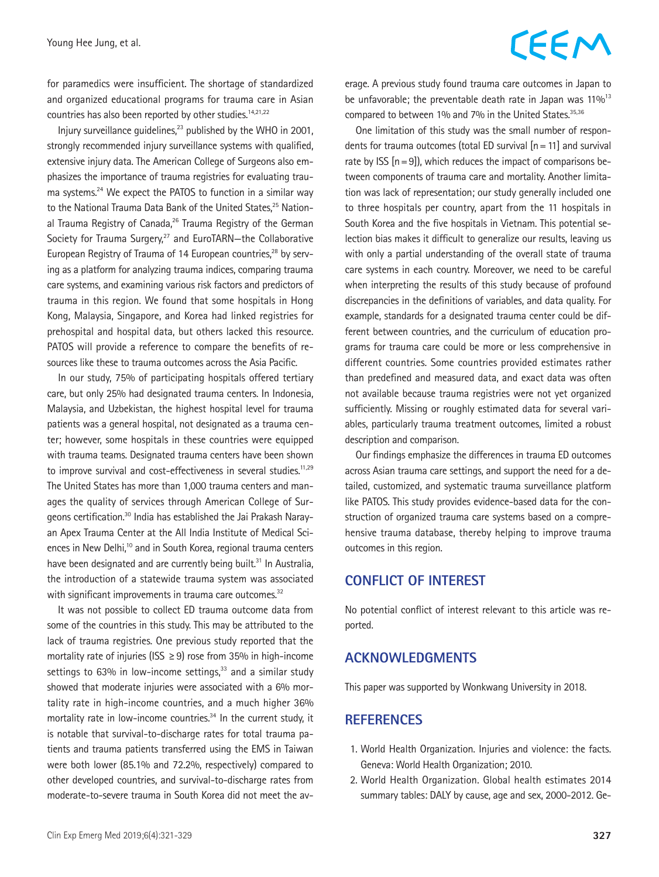for paramedics were insufficient. The shortage of standardized and organized educational programs for trauma care in Asian countries has also been reported by other studies.[14,21,22]

Injury surveillance guidelines,[23] published by the WHO in 2001, strongly recommended injury surveillance systems with qualified, extensive injury data. The American College of Surgeons also emphasizes the importance of trauma registries for evaluating trauma systems.[24] We expect the PATOS to function in a similar way to the National Trauma Data Bank of the United States,[25] National Trauma Registry of Canada,[26] Trauma Registry of the German Society for Trauma Surgery,[27] and EuroTARN—the Collaborative European Registry of Trauma of 14 European countries,[28] by serving as a platform for analyzing trauma indices, comparing trauma care systems, and examining various risk factors and predictors of trauma in this region. We found that some hospitals in Hong Kong, Malaysia, Singapore, and Korea had linked registries for prehospital and hospital data, but others lacked this resource. PATOS will provide a reference to compare the benefits of resources like these to trauma outcomes across the Asia Pacific.

In our study, 75% of participating hospitals offered tertiary care, but only 25% had designated trauma centers. In Indonesia, Malaysia, and Uzbekistan, the highest hospital level for trauma patients was a general hospital, not designated as a trauma center; however, some hospitals in these countries were equipped with trauma teams. Designated trauma centers have been shown to improve survival and cost-effectiveness in several studies.[11,29] The United States has more than 1,000 trauma centers and manages the quality of services through American College of Surgeons certification.[30] India has established the Jai Prakash Narayan Apex Trauma Center at the All India Institute of Medical Sciences in New Delhi,[10] and in South Korea, regional trauma centers have been designated and are currently being built.[31] In Australia, the introduction of a statewide trauma system was associated with significant improvements in trauma care outcomes.[32]

It was not possible to collect ED trauma outcome data from some of the countries in this study. This may be attributed to the lack of trauma registries. One previous study reported that the mortality rate of injuries (ISS ≥9) rose from 35% in high-income settings to 63% in low-income settings,[33] and a similar study showed that moderate injuries were associated with a 6% mortality rate in high-income countries, and a much higher 36% mortality rate in low-income countries.[34] In the current study, it is notable that survival-to-discharge rates for total trauma patients and trauma patients transferred using the EMS in Taiwan were both lower (85.1% and 72.2%, respectively) compared to other developed countries, and survival-to-discharge rates from moderate-to-severe trauma in South Korea did not meet the average. A previous study found trauma care outcomes in Japan to be unfavorable; the preventable death rate in Japan was 11%[13] compared to between 1% and 7% in the United States.[35,36]

One limitation of this study was the small number of respondents for trauma outcomes (total ED survival [n = 11] and survival rate by ISS [n = 9]), which reduces the impact of comparisons between components of trauma care and mortality. Another limitation was lack of representation; our study generally included one to three hospitals per country, apart from the 11 hospitals in South Korea and the five hospitals in Vietnam. This potential selection bias makes it difficult to generalize our results, leaving us with only a partial understanding of the overall state of trauma care systems in each country. Moreover, we need to be careful when interpreting the results of this study because of profound discrepancies in the definitions of variables, and data quality. For example, standards for a designated trauma center could be different between countries, and the curriculum of education programs for trauma care could be more or less comprehensive in different countries. Some countries provided estimates rather than predefined and measured data, and exact data was often not available because trauma registries were not yet organized sufficiently. Missing or roughly estimated data for several variables, particularly trauma treatment outcomes, limited a robust description and comparison.

Our findings emphasize the differences in trauma ED outcomes across Asian trauma care settings, and support the need for a detailed, customized, and systematic trauma surveillance platform like PATOS. This study provides evidence-based data for the construction of organized trauma care systems based on a comprehensive trauma database, thereby helping to improve trauma outcomes in this region.

## CONFLICT OF INTEREST

No potential conflict of interest relevant to this article was reported.

## ACKNOWLEDGMENTS

This paper was supported by Wonkwang University in 2018.

## REFERENCES

1. World Health Organization. Injuries and violence: the facts. Geneva: World Health Organization; 2010.
2. World Health Organization. Global health estimates 2014 summary tables: DALY by cause, age and sex, 2000-2012. Ge-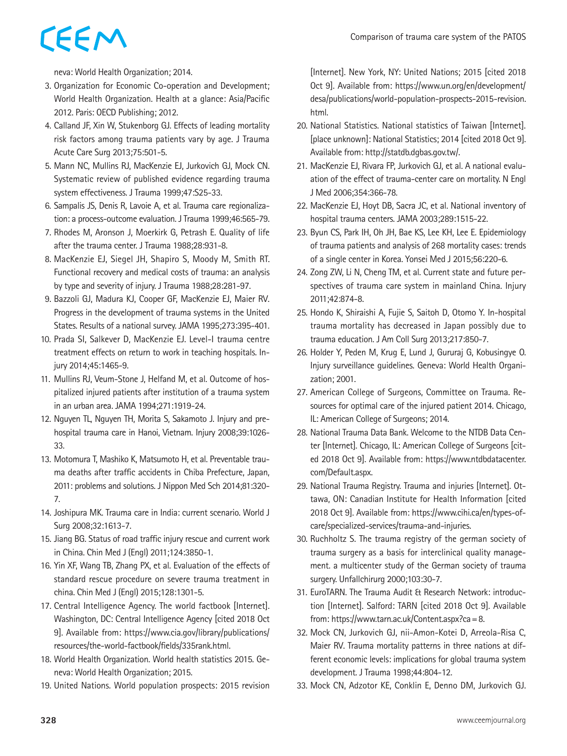neva: World Health Organization; 2014.

3. Organization for Economic Co-operation and Development; World Health Organization. Health at a glance: Asia/Pacific 2012. Paris: OECD Publishing; 2012.
4. Calland JF, Xin W, Stukenborg GJ. Effects of leading mortality risk factors among trauma patients vary by age. J Trauma Acute Care Surg 2013;75:501-5.
5. Mann NC, Mullins RJ, MacKenzie EJ, Jurkovich GJ, Mock CN. Systematic review of published evidence regarding trauma system effectiveness. J Trauma 1999;47:S25-33.
6. Sampalis JS, Denis R, Lavoie A, et al. Trauma care regionalization: a process-outcome evaluation. J Trauma 1999;46:565-79.
7. Rhodes M, Aronson J, Moerkirk G, Petrash E. Quality of life after the trauma center. J Trauma 1988;28:931-8.
8. MacKenzie EJ, Siegel JH, Shapiro S, Moody M, Smith RT. Functional recovery and medical costs of trauma: an analysis by type and severity of injury. J Trauma 1988;28:281-97.
9. Bazzoli GJ, Madura KJ, Cooper GF, MacKenzie EJ, Maier RV. Progress in the development of trauma systems in the United States. Results of a national survey. JAMA 1995;273:395-401.
10. Prada SI, Salkever D, MacKenzie EJ. Level-I trauma centre treatment effects on return to work in teaching hospitals. Injury 2014;45:1465-9.
11. Mullins RJ, Veum-Stone J, Helfand M, et al. Outcome of hospitalized injured patients after institution of a trauma system in an urban area. JAMA 1994;271:1919-24.
12. Nguyen TL, Nguyen TH, Morita S, Sakamoto J. Injury and prehospital trauma care in Hanoi, Vietnam. Injury 2008;39:1026-33.
13. Motomura T, Mashiko K, Matsumoto H, et al. Preventable trauma deaths after traffic accidents in Chiba Prefecture, Japan, 2011: problems and solutions. J Nippon Med Sch 2014;81:320-7.
14. Joshipura MK. Trauma care in India: current scenario. World J Surg 2008;32:1613-7.
15. Jiang BG. Status of road traffic injury rescue and current work in China. Chin Med J (Engl) 2011;124:3850-1.
16. Yin XF, Wang TB, Zhang PX, et al. Evaluation of the effects of standard rescue procedure on severe trauma treatment in china. Chin Med J (Engl) 2015;128:1301-5.
17. Central Intelligence Agency. The world factbook [Internet]. Washington, DC: Central Intelligence Agency [cited 2018 Oct 9]. Available from: https://www.cia.gov/library/publications/resources/the-world-factbook/fields/335rank.html.
18. World Health Organization. World health statistics 2015. Geneva: World Health Organization; 2015.
19. United Nations. World population prospects: 2015 revision [Internet]. New York, NY: United Nations; 2015 [cited 2018 Oct 9]. Available from: https://www.un.org/en/development/desa/publications/world-population-prospects-2015-revision.html.
20. National Statistics. National statistics of Taiwan [Internet]. [place unknown]: National Statistics; 2014 [cited 2018 Oct 9]. Available from: http://statdb.dgbas.gov.tw/.
21. MacKenzie EJ, Rivara FP, Jurkovich GJ, et al. A national evaluation of the effect of trauma-center care on mortality. N Engl J Med 2006;354:366-78.
22. MacKenzie EJ, Hoyt DB, Sacra JC, et al. National inventory of hospital trauma centers. JAMA 2003;289:1515-22.
23. Byun CS, Park IH, Oh JH, Bae KS, Lee KH, Lee E. Epidemiology of trauma patients and analysis of 268 mortality cases: trends of a single center in Korea. Yonsei Med J 2015;56:220-6.
24. Zong ZW, Li N, Cheng TM, et al. Current state and future perspectives of trauma care system in mainland China. Injury 2011;42:874-8.
25. Hondo K, Shiraishi A, Fujie S, Saitoh D, Otomo Y. In-hospital trauma mortality has decreased in Japan possibly due to trauma education. J Am Coll Surg 2013;217:850-7.
26. Holder Y, Peden M, Krug E, Lund J, Gururaj G, Kobusingye O. Injury surveillance guidelines. Geneva: World Health Organization; 2001.
27. American College of Surgeons, Committee on Trauma. Resources for optimal care of the injured patient 2014. Chicago, IL: American College of Surgeons; 2014.
28. National Trauma Data Bank. Welcome to the NTDB Data Center [Internet]. Chicago, IL: American College of Surgeons [cited 2018 Oct 9]. Available from: https://www.ntdbdatacenter.com/Default.aspx.
29. National Trauma Registry. Trauma and injuries [Internet]. Ottawa, ON: Canadian Institute for Health Information [cited 2018 Oct 9]. Available from: https://www.cihi.ca/en/types-of-care/specialized-services/trauma-and-injuries.
30. Ruchholtz S. The trauma registry of the german society of trauma surgery as a basis for interclinical quality management. a multicenter study of the German society of trauma surgery. Unfallchirurg 2000;103:30-7.
31. EuroTARN. The Trauma Audit & Research Network: introduction [Internet]. Salford: TARN [cited 2018 Oct 9]. Available from: https://www.tarn.ac.uk/Content.aspx?ca=8.
32. Mock CN, Jurkovich GJ, nii-Amon-Kotei D, Arreola-Risa C, Maier RV. Trauma mortality patterns in three nations at different economic levels: implications for global trauma system development. J Trauma 1998;44:804-12.
33. Mock CN, Adzotor KE, Conklin E, Denno DM, Jurkovich GJ.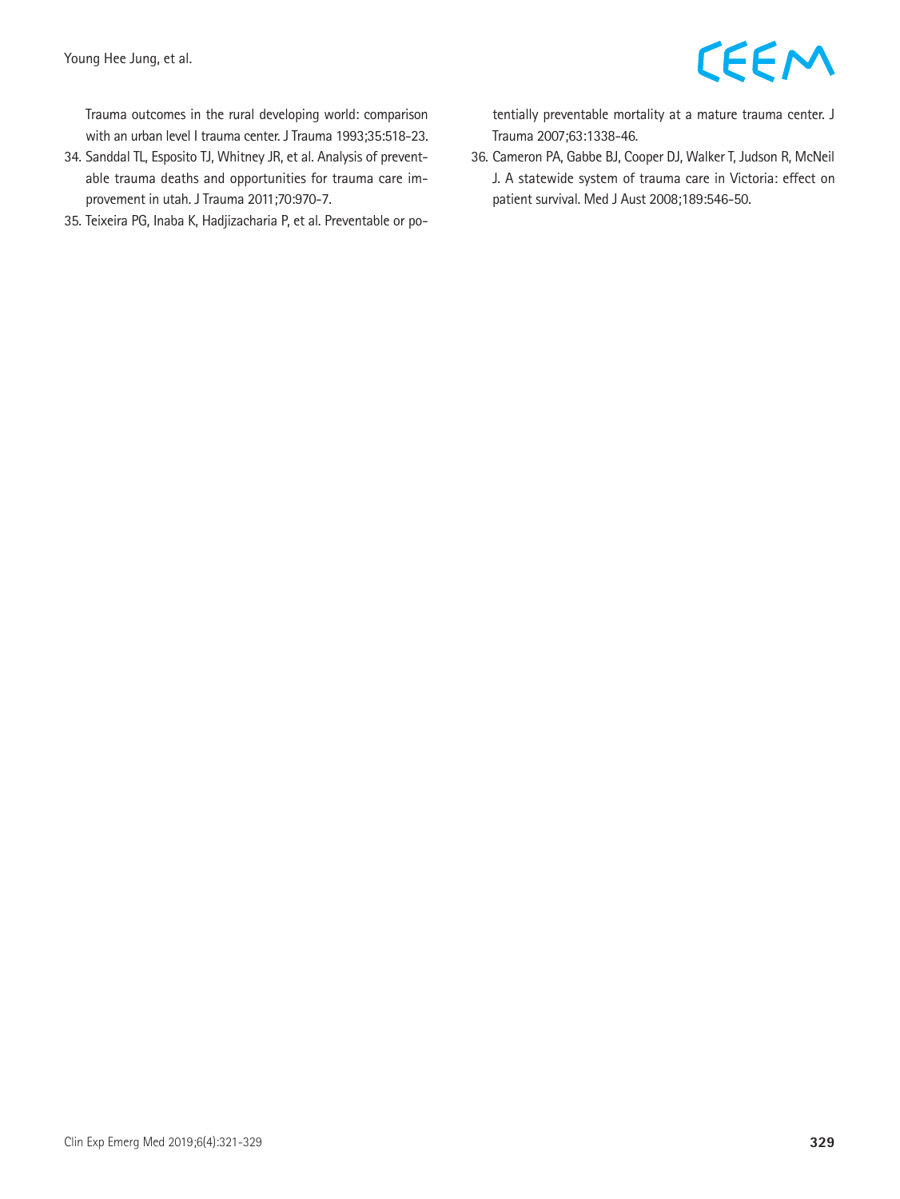Trauma outcomes in the rural developing world: comparison with an urban level I trauma center. J Trauma 1993;35:518-23.

34. Sanddal TL, Esposito TJ, Whitney JR, et al. Analysis of preventable trauma deaths and opportunities for trauma care improvement in utah. J Trauma 2011;70:970-7.
35. Teixeira PG, Inaba K, Hadjizacharia P, et al. Preventable or potentially preventable mortality at a mature trauma center. J Trauma 2007;63:1338-46.
36. Cameron PA, Gabbe BJ, Cooper DJ, Walker T, Judson R, McNeil J. A statewide system of trauma care in Victoria: effect on patient survival. Med J Aust 2008;189:546-50.